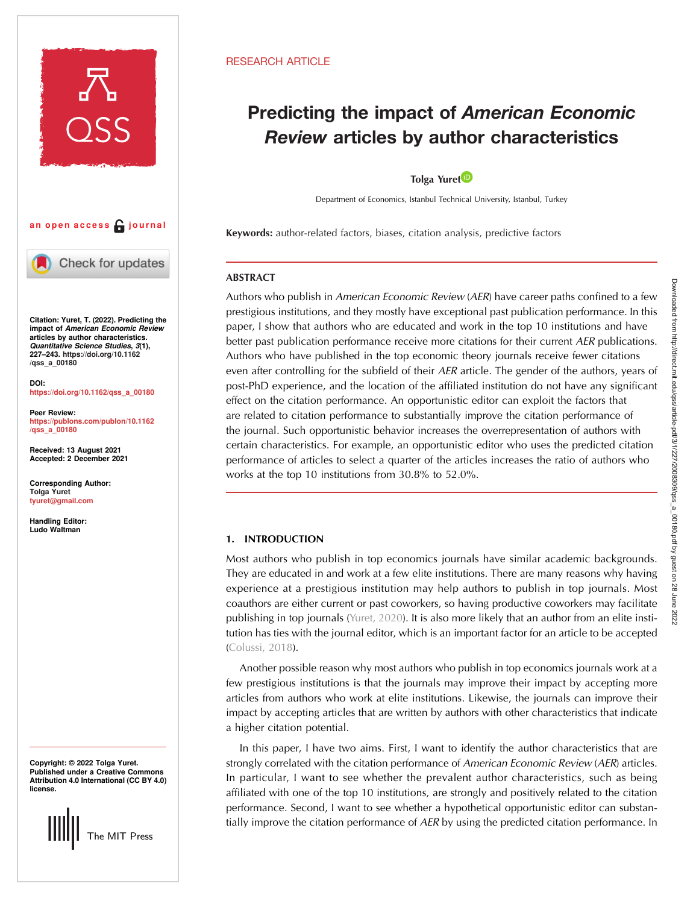RESEARCH ARTICLE

# Predicting the impact of *American Economic Review* articles by author characteristics

**Tolga Yuret**

Department of Economics, Istanbul Technical University, Istanbul, Turkey

an open access journal

**Citation:** Yuret, T. (2022). Predicting the impact of *American Economic Review* articles by author characteristics. *Quantitative Science Studies*, *3*(1), 227–243. https://doi.org/10.1162/qss_a_00180

**DOI:** https://doi.org/10.1162/qss_a_00180

**Peer Review:** https://publons.com/publon/10.1162/qss_a_00180

**Received:** 13 August 2021
**Accepted:** 2 December 2021

**Corresponding Author:** Tolga Yuret tyuret@gmail.com

**Handling Editor:** Ludo Waltman

**Copyright:** © 2022 Tolga Yuret. Published under a Creative Commons Attribution 4.0 International (CC BY 4.0) license.

**Keywords:** author-related factors, biases, citation analysis, predictive factors

## ABSTRACT

Authors who publish in *American Economic Review* (*AER*) have career paths confined to a few prestigious institutions, and they mostly have exceptional past publication performance. In this paper, I show that authors who are educated and work in the top 10 institutions and have better past publication performance receive more citations for their current *AER* publications. Authors who have published in the top economic theory journals receive fewer citations even after controlling for the subfield of their *AER* article. The gender of the authors, years of post-PhD experience, and the location of the affiliated institution do not have any significant effect on the citation performance. An opportunistic editor can exploit the factors that are related to citation performance to substantially improve the citation performance of the journal. Such opportunistic behavior increases the overrepresentation of authors with certain characteristics. For example, an opportunistic editor who uses the predicted citation performance of articles to select a quarter of the articles increases the ratio of authors who works at the top 10 institutions from 30.8% to 52.0%.

## 1. INTRODUCTION

Most authors who publish in top economics journals have similar academic backgrounds. They are educated in and work at a few elite institutions. There are many reasons why having experience at a prestigious institution may help authors to publish in top journals. Most coauthors are either current or past coworkers, so having productive coworkers may facilitate publishing in top journals (Yuret, 2020). It is also more likely that an author from an elite institution has ties with the journal editor, which is an important factor for an article to be accepted (Colussi, 2018).

Another possible reason why most authors who publish in top economics journals work at a few prestigious institutions is that the journals may improve their impact by accepting more articles from authors who work at elite institutions. Likewise, the journals can improve their impact by accepting articles that are written by authors with other characteristics that indicate a higher citation potential.

In this paper, I have two aims. First, I want to identify the author characteristics that are strongly correlated with the citation performance of *American Economic Review* (*AER*) articles. In particular, I want to see whether the prevalent author characteristics, such as being affiliated with one of the top 10 institutions, are strongly and positively related to the citation performance. Second, I want to see whether a hypothetical opportunistic editor can substantially improve the citation performance of *AER* by using the predicted citation performance. In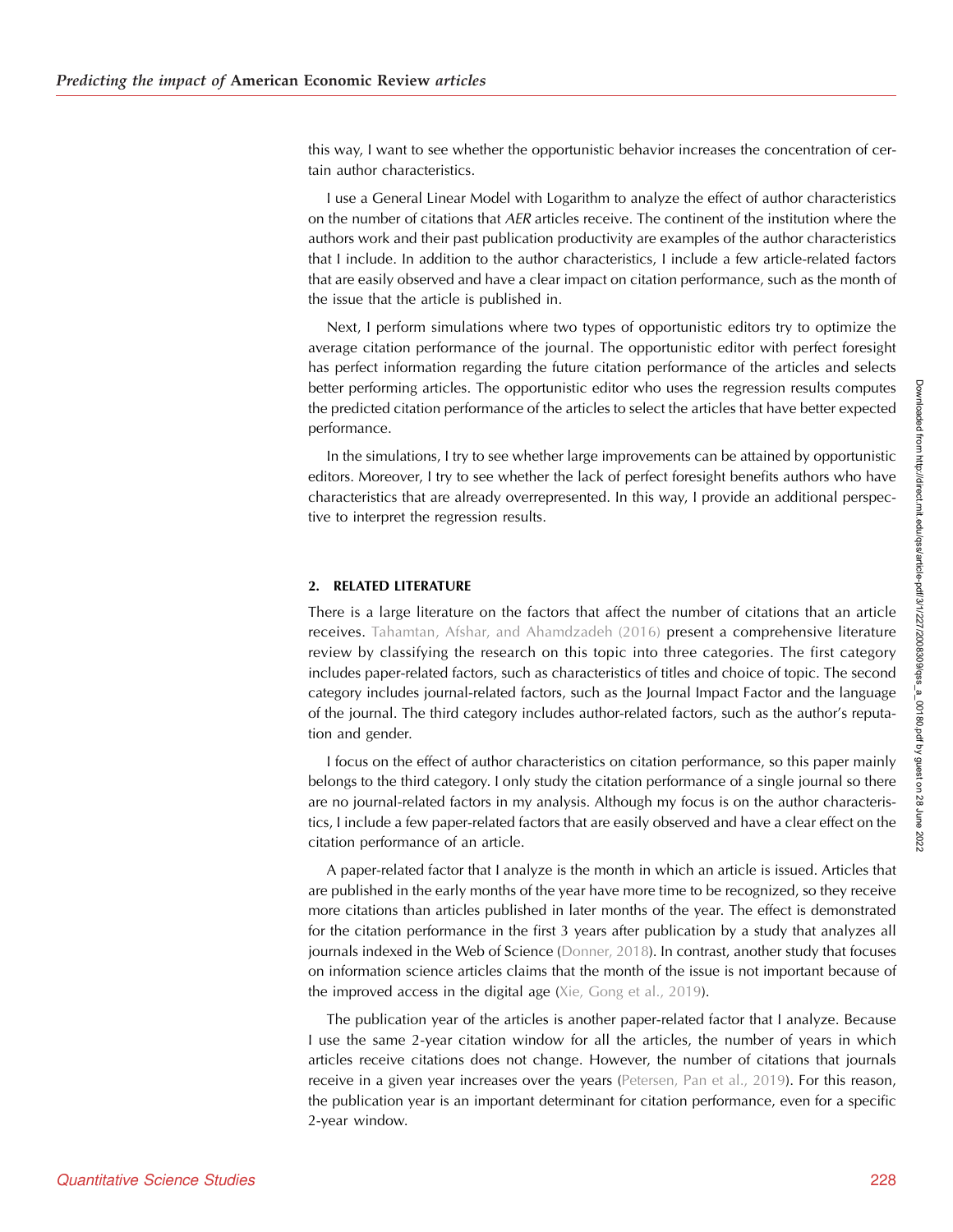this way, I want to see whether the opportunistic behavior increases the concentration of certain author characteristics.

I use a General Linear Model with Logarithm to analyze the effect of author characteristics on the number of citations that *AER* articles receive. The continent of the institution where the authors work and their past publication productivity are examples of the author characteristics that I include. In addition to the author characteristics, I include a few article-related factors that are easily observed and have a clear impact on citation performance, such as the month of the issue that the article is published in.

Next, I perform simulations where two types of opportunistic editors try to optimize the average citation performance of the journal. The opportunistic editor with perfect foresight has perfect information regarding the future citation performance of the articles and selects better performing articles. The opportunistic editor who uses the regression results computes the predicted citation performance of the articles to select the articles that have better expected performance.

In the simulations, I try to see whether large improvements can be attained by opportunistic editors. Moreover, I try to see whether the lack of perfect foresight benefits authors who have characteristics that are already overrepresented. In this way, I provide an additional perspective to interpret the regression results.

## 2. RELATED LITERATURE

There is a large literature on the factors that affect the number of citations that an article receives. Tahamtan, Afshar, and Ahamdzadeh (2016) present a comprehensive literature review by classifying the research on this topic into three categories. The first category includes paper-related factors, such as characteristics of titles and choice of topic. The second category includes journal-related factors, such as the Journal Impact Factor and the language of the journal. The third category includes author-related factors, such as the author's reputation and gender.

I focus on the effect of author characteristics on citation performance, so this paper mainly belongs to the third category. I only study the citation performance of a single journal so there are no journal-related factors in my analysis. Although my focus is on the author characteristics, I include a few paper-related factors that are easily observed and have a clear effect on the citation performance of an article.

A paper-related factor that I analyze is the month in which an article is issued. Articles that are published in the early months of the year have more time to be recognized, so they receive more citations than articles published in later months of the year. The effect is demonstrated for the citation performance in the first 3 years after publication by a study that analyzes all journals indexed in the Web of Science (Donner, 2018). In contrast, another study that focuses on information science articles claims that the month of the issue is not important because of the improved access in the digital age (Xie, Gong et al., 2019).

The publication year of the articles is another paper-related factor that I analyze. Because I use the same 2-year citation window for all the articles, the number of years in which articles receive citations does not change. However, the number of citations that journals receive in a given year increases over the years (Petersen, Pan et al., 2019). For this reason, the publication year is an important determinant for citation performance, even for a specific 2-year window.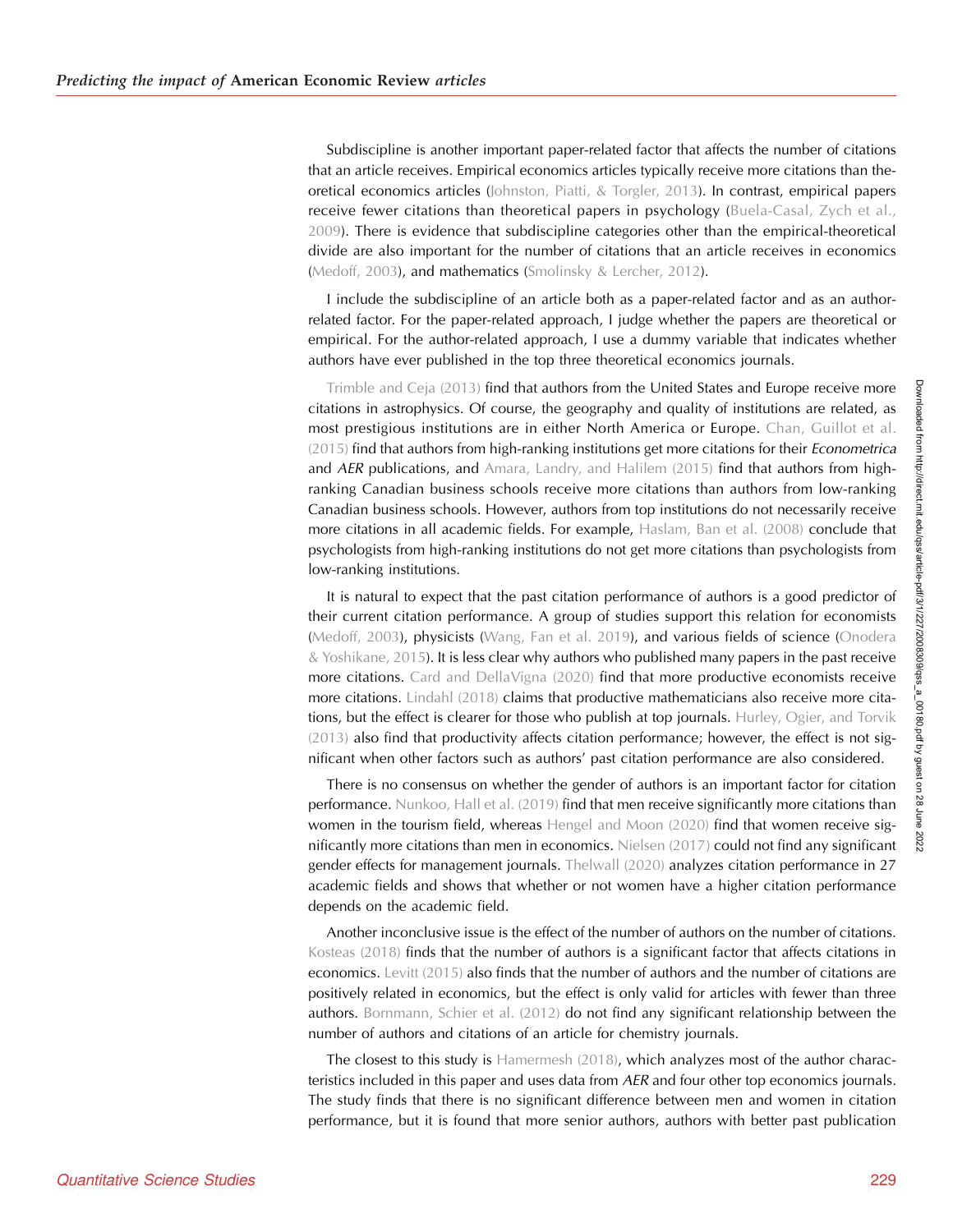Subdiscipline is another important paper-related factor that affects the number of citations that an article receives. Empirical economics articles typically receive more citations than theoretical economics articles (Johnston, Piatti, & Torgler, 2013). In contrast, empirical papers receive fewer citations than theoretical papers in psychology (Buela-Casal, Zych et al., 2009). There is evidence that subdiscipline categories other than the empirical-theoretical divide are also important for the number of citations that an article receives in economics (Medoff, 2003), and mathematics (Smolinsky & Lercher, 2012).

I include the subdiscipline of an article both as a paper-related factor and as an author-related factor. For the paper-related approach, I judge whether the papers are theoretical or empirical. For the author-related approach, I use a dummy variable that indicates whether authors have ever published in the top three theoretical economics journals.

Trimble and Ceja (2013) find that authors from the United States and Europe receive more citations in astrophysics. Of course, the geography and quality of institutions are related, as most prestigious institutions are in either North America or Europe. Chan, Guillot et al. (2015) find that authors from high-ranking institutions get more citations for their *Econometrica* and *AER* publications, and Amara, Landry, and Halilem (2015) find that authors from high-ranking Canadian business schools receive more citations than authors from low-ranking Canadian business schools. However, authors from top institutions do not necessarily receive more citations in all academic fields. For example, Haslam, Ban et al. (2008) conclude that psychologists from high-ranking institutions do not get more citations than psychologists from low-ranking institutions.

It is natural to expect that the past citation performance of authors is a good predictor of their current citation performance. A group of studies support this relation for economists (Medoff, 2003), physicists (Wang, Fan et al. 2019), and various fields of science (Onodera & Yoshikane, 2015). It is less clear why authors who published many papers in the past receive more citations. Card and DellaVigna (2020) find that more productive economists receive more citations. Lindahl (2018) claims that productive mathematicians also receive more citations, but the effect is clearer for those who publish at top journals. Hurley, Ogier, and Torvik (2013) also find that productivity affects citation performance; however, the effect is not significant when other factors such as authors' past citation performance are also considered.

There is no consensus on whether the gender of authors is an important factor for citation performance. Nunkoo, Hall et al. (2019) find that men receive significantly more citations than women in the tourism field, whereas Hengel and Moon (2020) find that women receive significantly more citations than men in economics. Nielsen (2017) could not find any significant gender effects for management journals. Thelwall (2020) analyzes citation performance in 27 academic fields and shows that whether or not women have a higher citation performance depends on the academic field.

Another inconclusive issue is the effect of the number of authors on the number of citations. Kosteas (2018) finds that the number of authors is a significant factor that affects citations in economics. Levitt (2015) also finds that the number of authors and the number of citations are positively related in economics, but the effect is only valid for articles with fewer than three authors. Bornmann, Schier et al. (2012) do not find any significant relationship between the number of authors and citations of an article for chemistry journals.

The closest to this study is Hamermesh (2018), which analyzes most of the author characteristics included in this paper and uses data from *AER* and four other top economics journals. The study finds that there is no significant difference between men and women in citation performance, but it is found that more senior authors, authors with better past publication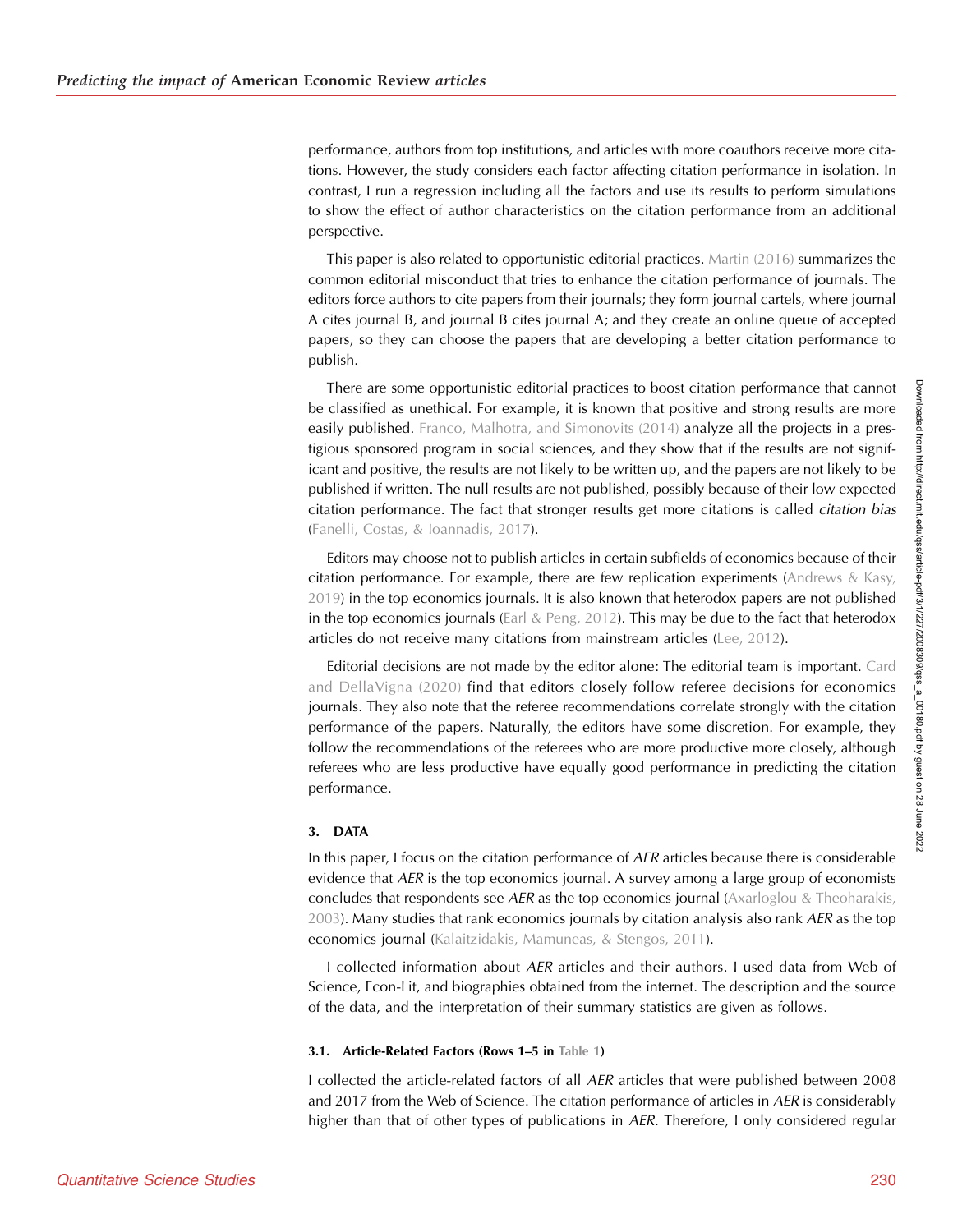performance, authors from top institutions, and articles with more coauthors receive more citations. However, the study considers each factor affecting citation performance in isolation. In contrast, I run a regression including all the factors and use its results to perform simulations to show the effect of author characteristics on the citation performance from an additional perspective.

This paper is also related to opportunistic editorial practices. Martin (2016) summarizes the common editorial misconduct that tries to enhance the citation performance of journals. The editors force authors to cite papers from their journals; they form journal cartels, where journal A cites journal B, and journal B cites journal A; and they create an online queue of accepted papers, so they can choose the papers that are developing a better citation performance to publish.

There are some opportunistic editorial practices to boost citation performance that cannot be classified as unethical. For example, it is known that positive and strong results are more easily published. Franco, Malhotra, and Simonovits (2014) analyze all the projects in a prestigious sponsored program in social sciences, and they show that if the results are not significant and positive, the results are not likely to be written up, and the papers are not likely to be published if written. The null results are not published, possibly because of their low expected citation performance. The fact that stronger results get more citations is called *citation bias* (Fanelli, Costas, & Ioannadis, 2017).

Editors may choose not to publish articles in certain subfields of economics because of their citation performance. For example, there are few replication experiments (Andrews & Kasy, 2019) in the top economics journals. It is also known that heterodox papers are not published in the top economics journals (Earl & Peng, 2012). This may be due to the fact that heterodox articles do not receive many citations from mainstream articles (Lee, 2012).

Editorial decisions are not made by the editor alone: The editorial team is important. Card and DellaVigna (2020) find that editors closely follow referee decisions for economics journals. They also note that the referee recommendations correlate strongly with the citation performance of the papers. Naturally, the editors have some discretion. For example, they follow the recommendations of the referees who are more productive more closely, although referees who are less productive have equally good performance in predicting the citation performance.

## 3. DATA

In this paper, I focus on the citation performance of *AER* articles because there is considerable evidence that *AER* is the top economics journal. A survey among a large group of economists concludes that respondents see *AER* as the top economics journal (Axarloglou & Theoharakis, 2003). Many studies that rank economics journals by citation analysis also rank *AER* as the top economics journal (Kalaitzidakis, Mamuneas, & Stengos, 2011).

I collected information about *AER* articles and their authors. I used data from Web of Science, Econ-Lit, and biographies obtained from the internet. The description and the source of the data, and the interpretation of their summary statistics are given as follows.

### 3.1. Article-Related Factors (Rows 1–5 in Table 1)

I collected the article-related factors of all *AER* articles that were published between 2008 and 2017 from the Web of Science. The citation performance of articles in *AER* is considerably higher than that of other types of publications in *AER*. Therefore, I only considered regular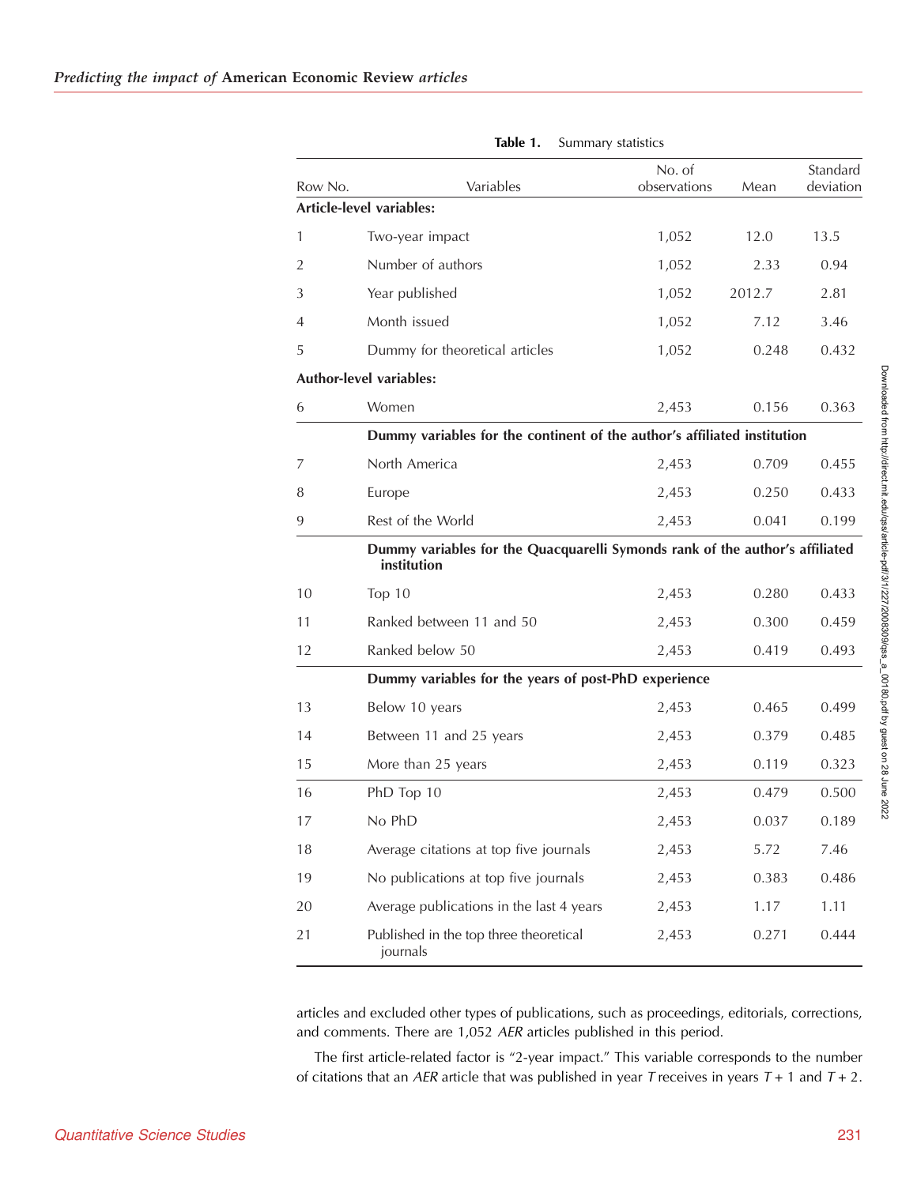**Table 1.** Summary statistics

| Row No. | Variables | No. of observations | Mean | Standard deviation |
|---|---|---|---|---|
| **Article-level variables:** | | | | |
| 1 | Two-year impact | 1,052 | 12.0 | 13.5 |
| 2 | Number of authors | 1,052 | 2.33 | 0.94 |
| 3 | Year published | 1,052 | 2012.7 | 2.81 |
| 4 | Month issued | 1,052 | 7.12 | 3.46 |
| 5 | Dummy for theoretical articles | 1,052 | 0.248 | 0.432 |
| **Author-level variables:** | | | | |
| 6 | Women | 2,453 | 0.156 | 0.363 |
| | **Dummy variables for the continent of the author's affiliated institution** | | | |
| 7 | North America | 2,453 | 0.709 | 0.455 |
| 8 | Europe | 2,453 | 0.250 | 0.433 |
| 9 | Rest of the World | 2,453 | 0.041 | 0.199 |
| | **Dummy variables for the Quacquarelli Symonds rank of the author's affiliated institution** | | | |
| 10 | Top 10 | 2,453 | 0.280 | 0.433 |
| 11 | Ranked between 11 and 50 | 2,453 | 0.300 | 0.459 |
| 12 | Ranked below 50 | 2,453 | 0.419 | 0.493 |
| | **Dummy variables for the years of post-PhD experience** | | | |
| 13 | Below 10 years | 2,453 | 0.465 | 0.499 |
| 14 | Between 11 and 25 years | 2,453 | 0.379 | 0.485 |
| 15 | More than 25 years | 2,453 | 0.119 | 0.323 |
| 16 | PhD Top 10 | 2,453 | 0.479 | 0.500 |
| 17 | No PhD | 2,453 | 0.037 | 0.189 |
| 18 | Average citations at top five journals | 2,453 | 5.72 | 7.46 |
| 19 | No publications at top five journals | 2,453 | 0.383 | 0.486 |
| 20 | Average publications in the last 4 years | 2,453 | 1.17 | 1.11 |
| 21 | Published in the top three theoretical journals | 2,453 | 0.271 | 0.444 |

articles and excluded other types of publications, such as proceedings, editorials, corrections, and comments. There are 1,052 *AER* articles published in this period.

The first article-related factor is "2-year impact." This variable corresponds to the number of citations that an *AER* article that was published in year $T$ receives in years $T + 1$ and $T + 2$.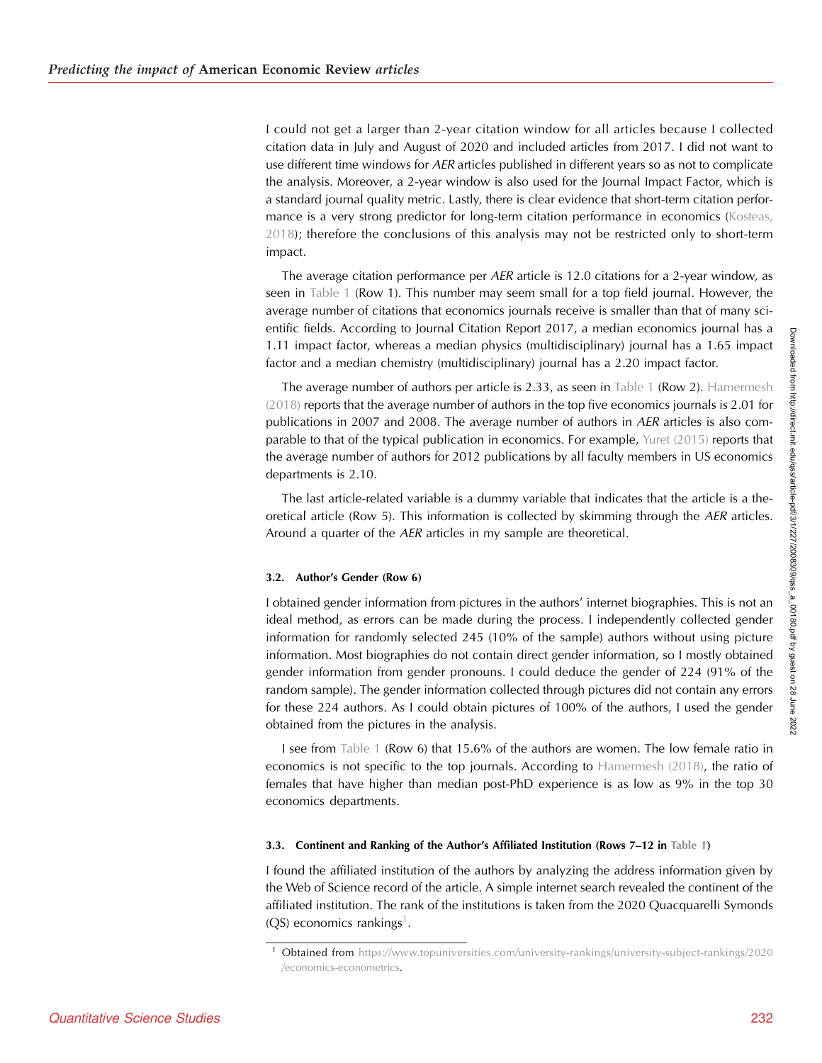I could not get a larger than 2-year citation window for all articles because I collected citation data in July and August of 2020 and included articles from 2017. I did not want to use different time windows for *AER* articles published in different years so as not to complicate the analysis. Moreover, a 2-year window is also used for the Journal Impact Factor, which is a standard journal quality metric. Lastly, there is clear evidence that short-term citation performance is a very strong predictor for long-term citation performance in economics (Kosteas, 2018); therefore the conclusions of this analysis may not be restricted only to short-term impact.

The average citation performance per *AER* article is 12.0 citations for a 2-year window, as seen in Table 1 (Row 1). This number may seem small for a top field journal. However, the average number of citations that economics journals receive is smaller than that of many scientific fields. According to Journal Citation Report 2017, a median economics journal has a 1.11 impact factor, whereas a median physics (multidisciplinary) journal has a 1.65 impact factor and a median chemistry (multidisciplinary) journal has a 2.20 impact factor.

The average number of authors per article is 2.33, as seen in Table 1 (Row 2). Hamermesh (2018) reports that the average number of authors in the top five economics journals is 2.01 for publications in 2007 and 2008. The average number of authors in *AER* articles is also comparable to that of the typical publication in economics. For example, Yuret (2015) reports that the average number of authors for 2012 publications by all faculty members in US economics departments is 2.10.

The last article-related variable is a dummy variable that indicates that the article is a theoretical article (Row 5). This information is collected by skimming through the *AER* articles. Around a quarter of the *AER* articles in my sample are theoretical.

### 3.2. Author's Gender (Row 6)

I obtained gender information from pictures in the authors' internet biographies. This is not an ideal method, as errors can be made during the process. I independently collected gender information for randomly selected 245 (10% of the sample) authors without using picture information. Most biographies do not contain direct gender information, so I mostly obtained gender information from gender pronouns. I could deduce the gender of 224 (91% of the random sample). The gender information collected through pictures did not contain any errors for these 224 authors. As I could obtain pictures of 100% of the authors, I used the gender obtained from the pictures in the analysis.

I see from Table 1 (Row 6) that 15.6% of the authors are women. The low female ratio in economics is not specific to the top journals. According to Hamermesh (2018), the ratio of females that have higher than median post-PhD experience is as low as 9% in the top 30 economics departments.

### 3.3. Continent and Ranking of the Author's Affiliated Institution (Rows 7–12 in Table 1)

I found the affiliated institution of the authors by analyzing the address information given by the Web of Science record of the article. A simple internet search revealed the continent of the affiliated institution. The rank of the institutions is taken from the 2020 Quacquarelli Symonds (QS) economics rankings[1].

[1] Obtained from https://www.topuniversities.com/university-rankings/university-subject-rankings/2020/economics-econometrics.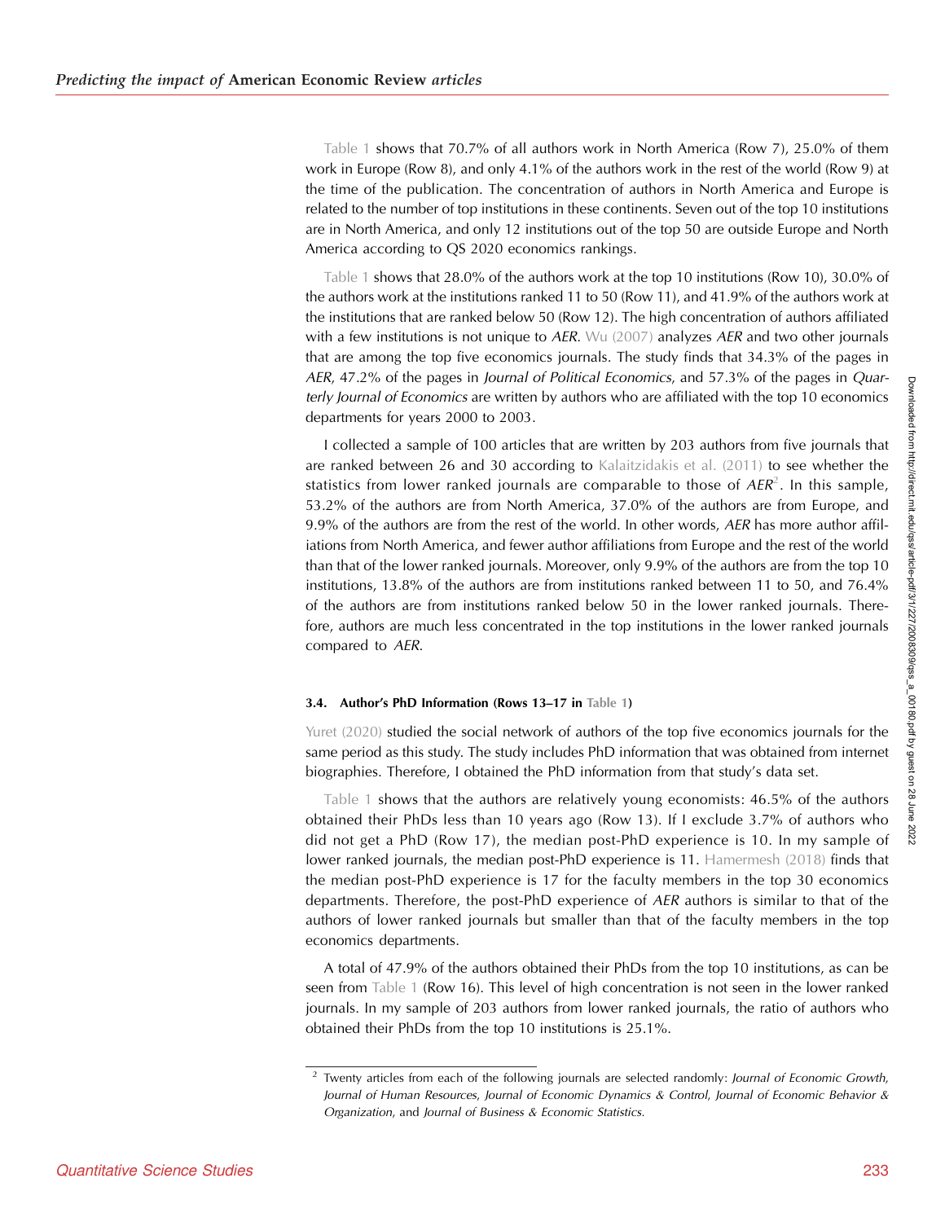Table 1 shows that 70.7% of all authors work in North America (Row 7), 25.0% of them work in Europe (Row 8), and only 4.1% of the authors work in the rest of the world (Row 9) at the time of the publication. The concentration of authors in North America and Europe is related to the number of top institutions in these continents. Seven out of the top 10 institutions are in North America, and only 12 institutions out of the top 50 are outside Europe and North America according to QS 2020 economics rankings.

Table 1 shows that 28.0% of the authors work at the top 10 institutions (Row 10), 30.0% of the authors work at the institutions ranked 11 to 50 (Row 11), and 41.9% of the authors work at the institutions that are ranked below 50 (Row 12). The high concentration of authors affiliated with a few institutions is not unique to *AER*. Wu (2007) analyzes *AER* and two other journals that are among the top five economics journals. The study finds that 34.3% of the pages in *AER*, 47.2% of the pages in *Journal of Political Economics*, and 57.3% of the pages in *Quarterly Journal of Economics* are written by authors who are affiliated with the top 10 economics departments for years 2000 to 2003.

I collected a sample of 100 articles that are written by 203 authors from five journals that are ranked between 26 and 30 according to Kalaitzidakis et al. (2011) to see whether the statistics from lower ranked journals are comparable to those of *AER*[2]. In this sample, 53.2% of the authors are from North America, 37.0% of the authors are from Europe, and 9.9% of the authors are from the rest of the world. In other words, *AER* has more author affiliations from North America, and fewer author affiliations from Europe and the rest of the world than that of the lower ranked journals. Moreover, only 9.9% of the authors are from the top 10 institutions, 13.8% of the authors are from institutions ranked between 11 to 50, and 76.4% of the authors are from institutions ranked below 50 in the lower ranked journals. Therefore, authors are much less concentrated in the top institutions in the lower ranked journals compared to *AER*.

### 3.4. Author's PhD Information (Rows 13–17 in Table 1)

Yuret (2020) studied the social network of authors of the top five economics journals for the same period as this study. The study includes PhD information that was obtained from internet biographies. Therefore, I obtained the PhD information from that study's data set.

Table 1 shows that the authors are relatively young economists: 46.5% of the authors obtained their PhDs less than 10 years ago (Row 13). If I exclude 3.7% of authors who did not get a PhD (Row 17), the median post-PhD experience is 10. In my sample of lower ranked journals, the median post-PhD experience is 11. Hamermesh (2018) finds that the median post-PhD experience is 17 for the faculty members in the top 30 economics departments. Therefore, the post-PhD experience of *AER* authors is similar to that of the authors of lower ranked journals but smaller than that of the faculty members in the top economics departments.

A total of 47.9% of the authors obtained their PhDs from the top 10 institutions, as can be seen from Table 1 (Row 16). This level of high concentration is not seen in the lower ranked journals. In my sample of 203 authors from lower ranked journals, the ratio of authors who obtained their PhDs from the top 10 institutions is 25.1%.

[2] Twenty articles from each of the following journals are selected randomly: *Journal of Economic Growth*, *Journal of Human Resources*, *Journal of Economic Dynamics & Control*, *Journal of Economic Behavior & Organization*, and *Journal of Business & Economic Statistics*.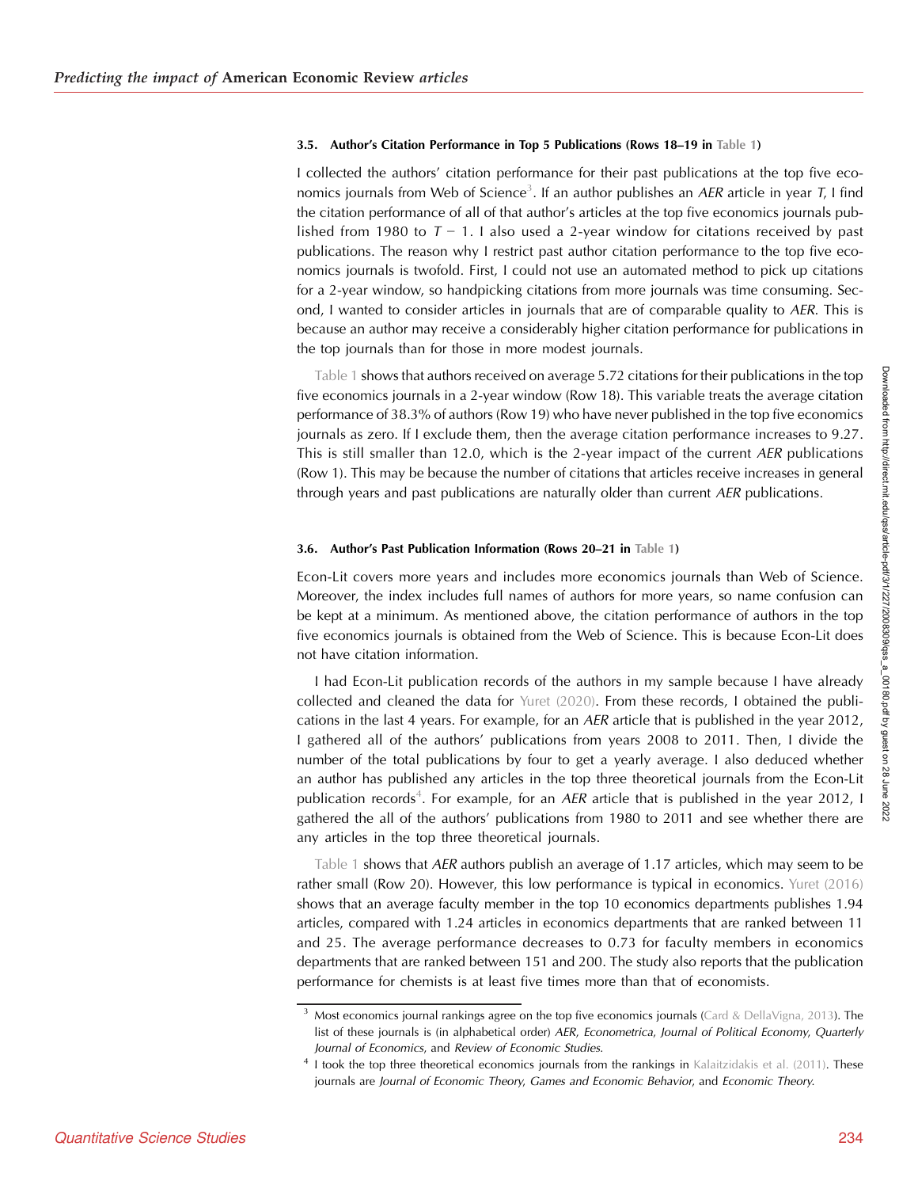### 3.5. Author's Citation Performance in Top 5 Publications (Rows 18–19 in Table 1)

I collected the authors' citation performance for their past publications at the top five economics journals from Web of Science[3]. If an author publishes an *AER* article in year $T$, I find the citation performance of all of that author's articles at the top five economics journals published from 1980 to $T - 1$. I also used a 2-year window for citations received by past publications. The reason why I restrict past author citation performance to the top five economics journals is twofold. First, I could not use an automated method to pick up citations for a 2-year window, so handpicking citations from more journals was time consuming. Second, I wanted to consider articles in journals that are of comparable quality to *AER*. This is because an author may receive a considerably higher citation performance for publications in the top journals than for those in more modest journals.

Table 1 shows that authors received on average 5.72 citations for their publications in the top five economics journals in a 2-year window (Row 18). This variable treats the average citation performance of 38.3% of authors (Row 19) who have never published in the top five economics journals as zero. If I exclude them, then the average citation performance increases to 9.27. This is still smaller than 12.0, which is the 2-year impact of the current *AER* publications (Row 1). This may be because the number of citations that articles receive increases in general through years and past publications are naturally older than current *AER* publications.

### 3.6. Author's Past Publication Information (Rows 20–21 in Table 1)

Econ-Lit covers more years and includes more economics journals than Web of Science. Moreover, the index includes full names of authors for more years, so name confusion can be kept at a minimum. As mentioned above, the citation performance of authors in the top five economics journals is obtained from the Web of Science. This is because Econ-Lit does not have citation information.

I had Econ-Lit publication records of the authors in my sample because I have already collected and cleaned the data for Yuret (2020). From these records, I obtained the publications in the last 4 years. For example, for an *AER* article that is published in the year 2012, I gathered all of the authors' publications from years 2008 to 2011. Then, I divide the number of the total publications by four to get a yearly average. I also deduced whether an author has published any articles in the top three theoretical journals from the Econ-Lit publication records[4]. For example, for an *AER* article that is published in the year 2012, I gathered the all of the authors' publications from 1980 to 2011 and see whether there are any articles in the top three theoretical journals.

Table 1 shows that *AER* authors publish an average of 1.17 articles, which may seem to be rather small (Row 20). However, this low performance is typical in economics. Yuret (2016) shows that an average faculty member in the top 10 economics departments publishes 1.94 articles, compared with 1.24 articles in economics departments that are ranked between 11 and 25. The average performance decreases to 0.73 for faculty members in economics departments that are ranked between 151 and 200. The study also reports that the publication performance for chemists is at least five times more than that of economists.

[3] Most economics journal rankings agree on the top five economics journals (Card & DellaVigna, 2013). The list of these journals is (in alphabetical order) *AER*, *Econometrica*, *Journal of Political Economy*, *Quarterly Journal of Economics*, and *Review of Economic Studies*.

[4] I took the top three theoretical economics journals from the rankings in Kalaitzidakis et al. (2011). These journals are *Journal of Economic Theory*, *Games and Economic Behavior*, and *Economic Theory*.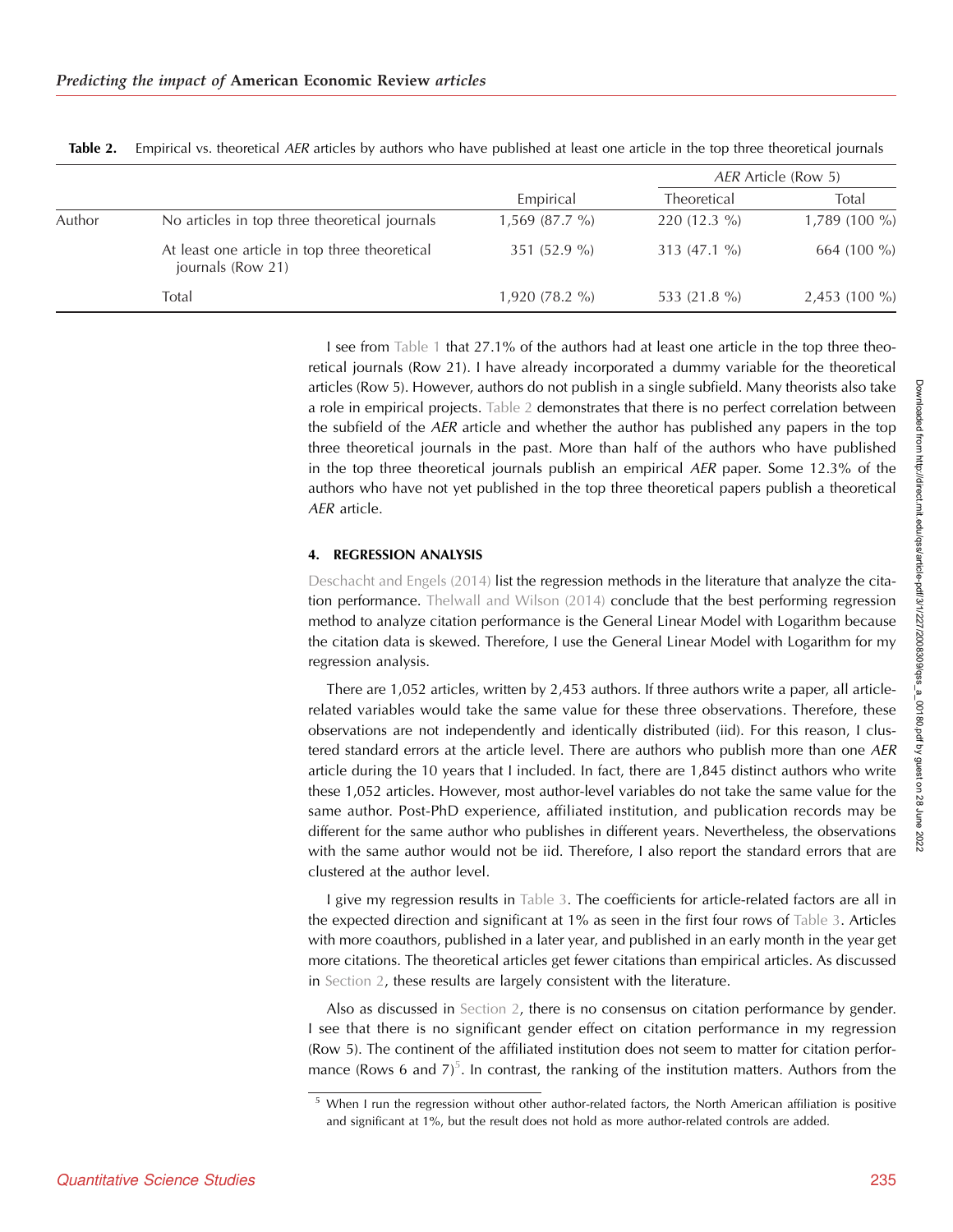**Table 2.** Empirical vs. theoretical *AER* articles by authors who have published at least one article in the top three theoretical journals

| | | | *AER* Article (Row 5) | |
|---|---|---|---|---|
| | | Empirical | Theoretical | Total |
| Author | No articles in top three theoretical journals | 1,569 (87.7 %) | 220 (12.3 %) | 1,789 (100 %) |
| | At least one article in top three theoretical journals (Row 21) | 351 (52.9 %) | 313 (47.1 %) | 664 (100 %) |
| | Total | 1,920 (78.2 %) | 533 (21.8 %) | 2,453 (100 %) |

I see from Table 1 that 27.1% of the authors had at least one article in the top three theoretical journals (Row 21). I have already incorporated a dummy variable for the theoretical articles (Row 5). However, authors do not publish in a single subfield. Many theorists also take a role in empirical projects. Table 2 demonstrates that there is no perfect correlation between the subfield of the *AER* article and whether the author has published any papers in the top three theoretical journals in the past. More than half of the authors who have published in the top three theoretical journals publish an empirical *AER* paper. Some 12.3% of the authors who have not yet published in the top three theoretical papers publish a theoretical *AER* article.

## 4. REGRESSION ANALYSIS

Deschacht and Engels (2014) list the regression methods in the literature that analyze the citation performance. Thelwall and Wilson (2014) conclude that the best performing regression method to analyze citation performance is the General Linear Model with Logarithm because the citation data is skewed. Therefore, I use the General Linear Model with Logarithm for my regression analysis.

There are 1,052 articles, written by 2,453 authors. If three authors write a paper, all article-related variables would take the same value for these three observations. Therefore, these observations are not independently and identically distributed (iid). For this reason, I clustered standard errors at the article level. There are authors who publish more than one *AER* article during the 10 years that I included. In fact, there are 1,845 distinct authors who write these 1,052 articles. However, most author-level variables do not take the same value for the same author. Post-PhD experience, affiliated institution, and publication records may be different for the same author who publishes in different years. Nevertheless, the observations with the same author would not be iid. Therefore, I also report the standard errors that are clustered at the author level.

I give my regression results in Table 3. The coefficients for article-related factors are all in the expected direction and significant at 1% as seen in the first four rows of Table 3. Articles with more coauthors, published in a later year, and published in an early month in the year get more citations. The theoretical articles get fewer citations than empirical articles. As discussed in Section 2, these results are largely consistent with the literature.

Also as discussed in Section 2, there is no consensus on citation performance by gender. I see that there is no significant gender effect on citation performance in my regression (Row 5). The continent of the affiliated institution does not seem to matter for citation performance (Rows 6 and 7)[5]. In contrast, the ranking of the institution matters. Authors from the

[5] When I run the regression without other author-related factors, the North American affiliation is positive and significant at 1%, but the result does not hold as more author-related controls are added.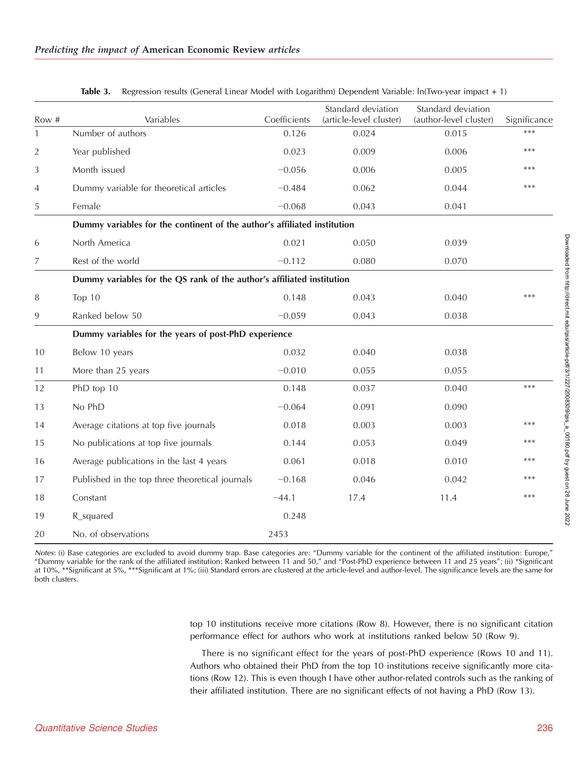**Table 3.** Regression results (General Linear Model with Logarithm) Dependent Variable: ln(Two-year impact + 1)

| Row # | Variables | Coefficients | Standard deviation (article-level cluster) | Standard deviation (author-level cluster) | Significance |
|---|---|---|---|---|---|
| 1 | Number of authors | 0.126 | 0.024 | 0.015 | *** |
| 2 | Year published | 0.023 | 0.009 | 0.006 | *** |
| 3 | Month issued | −0.056 | 0.006 | 0.005 | *** |
| 4 | Dummy variable for theoretical articles | −0.484 | 0.062 | 0.044 | *** |
| 5 | Female | −0.068 | 0.043 | 0.041 | |
| | **Dummy variables for the continent of the author's affiliated institution** | | | | |
| 6 | North America | 0.021 | 0.050 | 0.039 | |
| 7 | Rest of the world | −0.112 | 0.080 | 0.070 | |
| | **Dummy variables for the QS rank of the author's affiliated institution** | | | | |
| 8 | Top 10 | 0.148 | 0.043 | 0.040 | *** |
| 9 | Ranked below 50 | −0.059 | 0.043 | 0.038 | |
| | **Dummy variables for the years of post-PhD experience** | | | | |
| 10 | Below 10 years | 0.032 | 0.040 | 0.038 | |
| 11 | More than 25 years | −0.010 | 0.055 | 0.055 | |
| 12 | PhD top 10 | 0.148 | 0.037 | 0.040 | *** |
| 13 | No PhD | −0.064 | 0.091 | 0.090 | |
| 14 | Average citations at top five journals | 0.018 | 0.003 | 0.003 | *** |
| 15 | No publications at top five journals | 0.144 | 0.053 | 0.049 | *** |
| 16 | Average publications in the last 4 years | 0.061 | 0.018 | 0.010 | *** |
| 17 | Published in the top three theoretical journals | −0.168 | 0.046 | 0.042 | *** |
| 18 | Constant | −44.1 | 17.4 | 11.4 | *** |
| 19 | R_squared | 0.248 | | | |
| 20 | No. of observations | 2453 | | | |

*Notes*: (i) Base categories are excluded to avoid dummy trap. Base categories are: "Dummy variable for the continent of the affiliated institution: Europe," "Dummy variable for the rank of the affiliated institution: Ranked between 11 and 50," and "Post-PhD experience between 11 and 25 years"; (ii) *Significant at 10%, **Significant at 5%, ***Significant at 1%; (iii) Standard errors are clustered at the article-level and author-level. The significance levels are the same for both clusters.

top 10 institutions receive more citations (Row 8). However, there is no significant citation performance effect for authors who work at institutions ranked below 50 (Row 9).

There is no significant effect for the years of post-PhD experience (Rows 10 and 11). Authors who obtained their PhD from the top 10 institutions receive significantly more citations (Row 12). This is even though I have other author-related controls such as the ranking of their affiliated institution. There are no significant effects of not having a PhD (Row 13).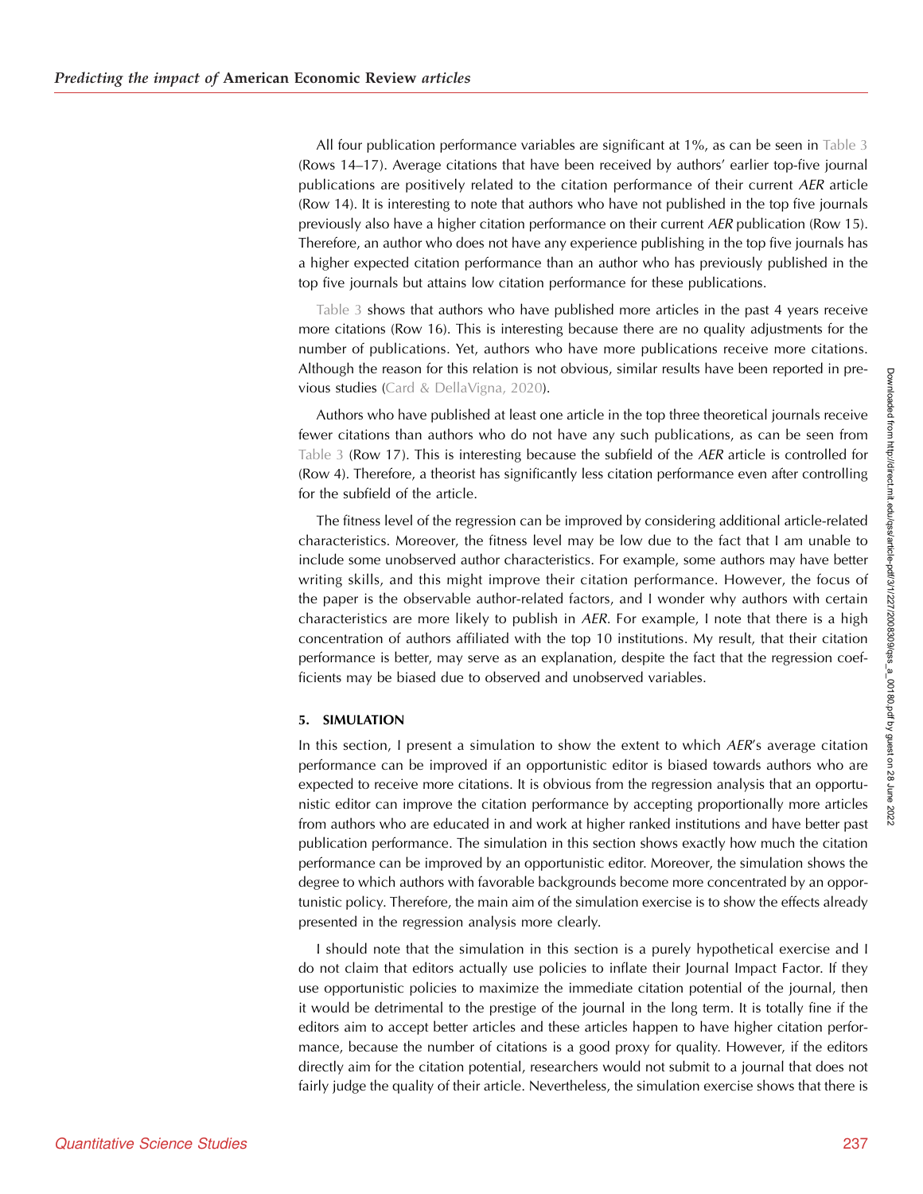All four publication performance variables are significant at 1%, as can be seen in Table 3 (Rows 14–17). Average citations that have been received by authors' earlier top-five journal publications are positively related to the citation performance of their current *AER* article (Row 14). It is interesting to note that authors who have not published in the top five journals previously also have a higher citation performance on their current *AER* publication (Row 15). Therefore, an author who does not have any experience publishing in the top five journals has a higher expected citation performance than an author who has previously published in the top five journals but attains low citation performance for these publications.

Table 3 shows that authors who have published more articles in the past 4 years receive more citations (Row 16). This is interesting because there are no quality adjustments for the number of publications. Yet, authors who have more publications receive more citations. Although the reason for this relation is not obvious, similar results have been reported in previous studies (Card & DellaVigna, 2020).

Authors who have published at least one article in the top three theoretical journals receive fewer citations than authors who do not have any such publications, as can be seen from Table 3 (Row 17). This is interesting because the subfield of the *AER* article is controlled for (Row 4). Therefore, a theorist has significantly less citation performance even after controlling for the subfield of the article.

The fitness level of the regression can be improved by considering additional article-related characteristics. Moreover, the fitness level may be low due to the fact that I am unable to include some unobserved author characteristics. For example, some authors may have better writing skills, and this might improve their citation performance. However, the focus of the paper is the observable author-related factors, and I wonder why authors with certain characteristics are more likely to publish in *AER*. For example, I note that there is a high concentration of authors affiliated with the top 10 institutions. My result, that their citation performance is better, may serve as an explanation, despite the fact that the regression coefficients may be biased due to observed and unobserved variables.

## 5. SIMULATION

In this section, I present a simulation to show the extent to which *AER*'s average citation performance can be improved if an opportunistic editor is biased towards authors who are expected to receive more citations. It is obvious from the regression analysis that an opportunistic editor can improve the citation performance by accepting proportionally more articles from authors who are educated in and work at higher ranked institutions and have better past publication performance. The simulation in this section shows exactly how much the citation performance can be improved by an opportunistic editor. Moreover, the simulation shows the degree to which authors with favorable backgrounds become more concentrated by an opportunistic policy. Therefore, the main aim of the simulation exercise is to show the effects already presented in the regression analysis more clearly.

I should note that the simulation in this section is a purely hypothetical exercise and I do not claim that editors actually use policies to inflate their Journal Impact Factor. If they use opportunistic policies to maximize the immediate citation potential of the journal, then it would be detrimental to the prestige of the journal in the long term. It is totally fine if the editors aim to accept better articles and these articles happen to have higher citation performance, because the number of citations is a good proxy for quality. However, if the editors directly aim for the citation potential, researchers would not submit to a journal that does not fairly judge the quality of their article. Nevertheless, the simulation exercise shows that there is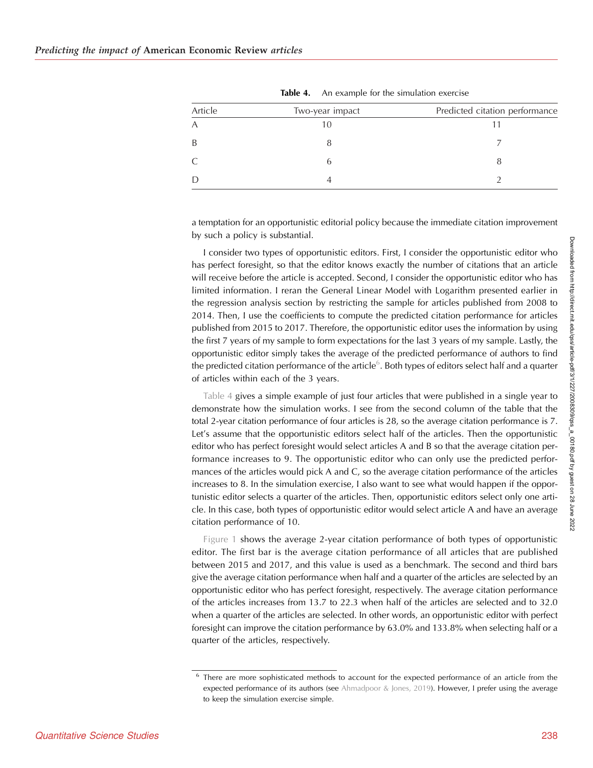**Table 4.** An example for the simulation exercise

| Article | Two-year impact | Predicted citation performance |
|---|---|---|
| A | 10 | 11 |
| B | 8 | 7 |
| C | 6 | 8 |
| D | 4 | 2 |

a temptation for an opportunistic editorial policy because the immediate citation improvement by such a policy is substantial.

I consider two types of opportunistic editors. First, I consider the opportunistic editor who has perfect foresight, so that the editor knows exactly the number of citations that an article will receive before the article is accepted. Second, I consider the opportunistic editor who has limited information. I reran the General Linear Model with Logarithm presented earlier in the regression analysis section by restricting the sample for articles published from 2008 to 2014. Then, I use the coefficients to compute the predicted citation performance for articles published from 2015 to 2017. Therefore, the opportunistic editor uses the information by using the first 7 years of my sample to form expectations for the last 3 years of my sample. Lastly, the opportunistic editor simply takes the average of the predicted performance of authors to find the predicted citation performance of the article[6]. Both types of editors select half and a quarter of articles within each of the 3 years.

Table 4 gives a simple example of just four articles that were published in a single year to demonstrate how the simulation works. I see from the second column of the table that the total 2-year citation performance of four articles is 28, so the average citation performance is 7. Let's assume that the opportunistic editors select half of the articles. Then the opportunistic editor who has perfect foresight would select articles A and B so that the average citation performance increases to 9. The opportunistic editor who can only use the predicted performances of the articles would pick A and C, so the average citation performance of the articles increases to 8. In the simulation exercise, I also want to see what would happen if the opportunistic editor selects a quarter of the articles. Then, opportunistic editors select only one article. In this case, both types of opportunistic editor would select article A and have an average citation performance of 10.

Figure 1 shows the average 2-year citation performance of both types of opportunistic editor. The first bar is the average citation performance of all articles that are published between 2015 and 2017, and this value is used as a benchmark. The second and third bars give the average citation performance when half and a quarter of the articles are selected by an opportunistic editor who has perfect foresight, respectively. The average citation performance of the articles increases from 13.7 to 22.3 when half of the articles are selected and to 32.0 when a quarter of the articles are selected. In other words, an opportunistic editor with perfect foresight can improve the citation performance by 63.0% and 133.8% when selecting half or a quarter of the articles, respectively.

[6] There are more sophisticated methods to account for the expected performance of an article from the expected performance of its authors (see Ahmadpoor & Jones, 2019). However, I prefer using the average to keep the simulation exercise simple.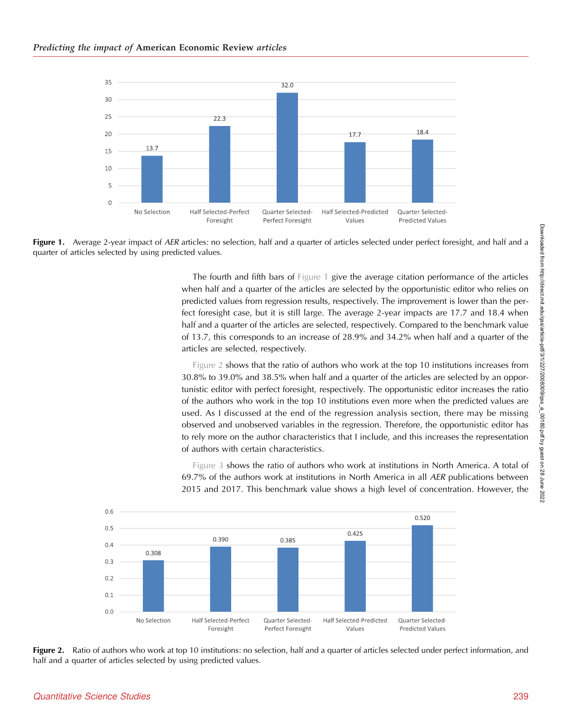Figure 1. Average 2-year impact of *AER* articles: no selection, half and a quarter of articles selected under perfect foresight, and half and a quarter of articles selected by using predicted values.

The fourth and fifth bars of Figure 1 give the average citation performance of the articles when half and a quarter of the articles are selected by the opportunistic editor who relies on predicted values from regression results, respectively. The improvement is lower than the perfect foresight case, but it is still large. The average 2-year impacts are 17.7 and 18.4 when half and a quarter of the articles are selected, respectively. Compared to the benchmark value of 13.7, this corresponds to an increase of 28.9% and 34.2% when half and a quarter of the articles are selected, respectively.

Figure 2 shows that the ratio of authors who work at the top 10 institutions increases from 30.8% to 39.0% and 38.5% when half and a quarter of the articles are selected by an opportunistic editor with perfect foresight, respectively. The opportunistic editor increases the ratio of the authors who work in the top 10 institutions even more when the predicted values are used. As I discussed at the end of the regression analysis section, there may be missing observed and unobserved variables in the regression. Therefore, the opportunistic editor has to rely more on the author characteristics that I include, and this increases the representation of authors with certain characteristics.

Figure 3 shows the ratio of authors who work at institutions in North America. A total of 69.7% of the authors work at institutions in North America in all *AER* publications between 2015 and 2017. This benchmark value shows a high level of concentration. However, the

Figure 2. Ratio of authors who work at top 10 institutions: no selection, half and a quarter of articles selected under perfect information, and half and a quarter of articles selected by using predicted values.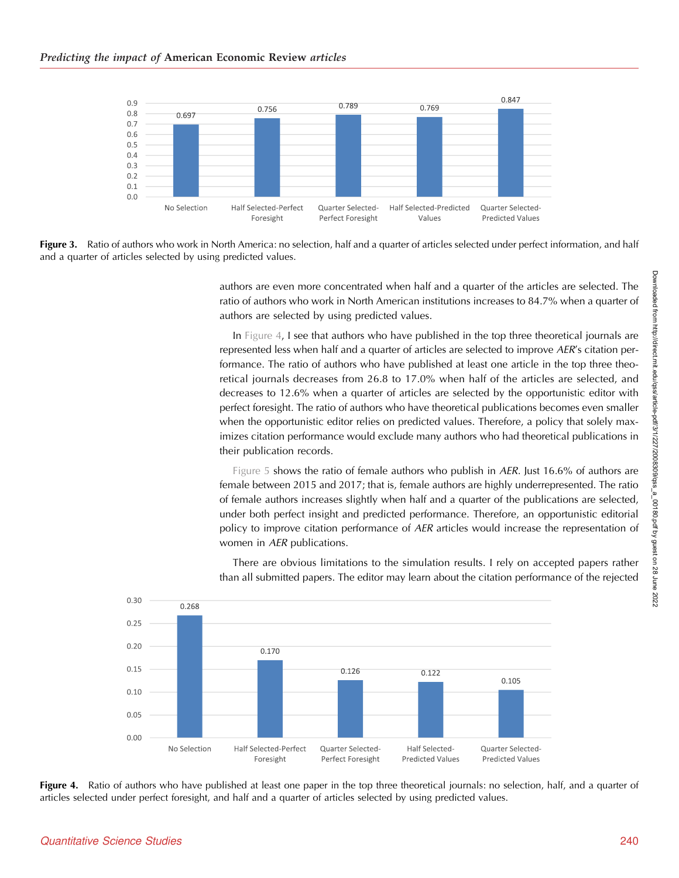| No Selection | Half Selected-Perfect Foresight | Quarter Selected-Perfect Foresight | Half Selected-Predicted Values | Quarter Selected-Predicted Values |
|---|---|---|---|---|
| 0.697 | 0.756 | 0.789 | 0.769 | 0.847 |

**Figure 3.** Ratio of authors who work in North America: no selection, half and a quarter of articles selected under perfect information, and half and a quarter of articles selected by using predicted values.

authors are even more concentrated when half and a quarter of the articles are selected. The ratio of authors who work in North American institutions increases to 84.7% when a quarter of authors are selected by using predicted values.

In Figure 4, I see that authors who have published in the top three theoretical journals are represented less when half and a quarter of articles are selected to improve *AER*'s citation performance. The ratio of authors who have published at least one article in the top three theoretical journals decreases from 26.8 to 17.0% when half of the articles are selected, and decreases to 12.6% when a quarter of articles are selected by the opportunistic editor with perfect foresight. The ratio of authors who have theoretical publications becomes even smaller when the opportunistic editor relies on predicted values. Therefore, a policy that solely maximizes citation performance would exclude many authors who had theoretical publications in their publication records.

Figure 5 shows the ratio of female authors who publish in *AER*. Just 16.6% of authors are female between 2015 and 2017; that is, female authors are highly underrepresented. The ratio of female authors increases slightly when half and a quarter of the publications are selected, under both perfect insight and predicted performance. Therefore, an opportunistic editorial policy to improve citation performance of *AER* articles would increase the representation of women in *AER* publications.

There are obvious limitations to the simulation results. I rely on accepted papers rather than all submitted papers. The editor may learn about the citation performance of the rejected

| No Selection | Half Selected-Perfect Foresight | Quarter Selected-Perfect Foresight | Half Selected-Predicted Values | Quarter Selected-Predicted Values |
|---|---|---|---|---|
| 0.268 | 0.170 | 0.126 | 0.122 | 0.105 |

**Figure 4.** Ratio of authors who have published at least one paper in the top three theoretical journals: no selection, half, and a quarter of articles selected under perfect foresight, and half and a quarter of articles selected by using predicted values.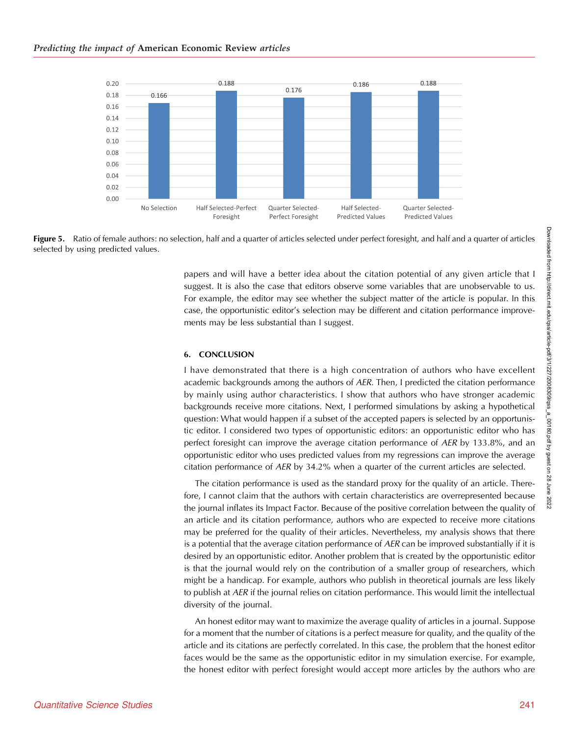**Figure 5.** Ratio of female authors: no selection, half and a quarter of articles selected under perfect foresight, and half and a quarter of articles selected by using predicted values.

papers and will have a better idea about the citation potential of any given article that I suggest. It is also the case that editors observe some variables that are unobservable to us. For example, the editor may see whether the subject matter of the article is popular. In this case, the opportunistic editor's selection may be different and citation performance improvements may be less substantial than I suggest.

## 6. CONCLUSION

I have demonstrated that there is a high concentration of authors who have excellent academic backgrounds among the authors of *AER*. Then, I predicted the citation performance by mainly using author characteristics. I show that authors who have stronger academic backgrounds receive more citations. Next, I performed simulations by asking a hypothetical question: What would happen if a subset of the accepted papers is selected by an opportunistic editor. I considered two types of opportunistic editors: an opportunistic editor who has perfect foresight can improve the average citation performance of *AER* by 133.8%, and an opportunistic editor who uses predicted values from my regressions can improve the average citation performance of *AER* by 34.2% when a quarter of the current articles are selected.

The citation performance is used as the standard proxy for the quality of an article. Therefore, I cannot claim that the authors with certain characteristics are overrepresented because the journal inflates its Impact Factor. Because of the positive correlation between the quality of an article and its citation performance, authors who are expected to receive more citations may be preferred for the quality of their articles. Nevertheless, my analysis shows that there is a potential that the average citation performance of *AER* can be improved substantially if it is desired by an opportunistic editor. Another problem that is created by the opportunistic editor is that the journal would rely on the contribution of a smaller group of researchers, which might be a handicap. For example, authors who publish in theoretical journals are less likely to publish at *AER* if the journal relies on citation performance. This would limit the intellectual diversity of the journal.

An honest editor may want to maximize the average quality of articles in a journal. Suppose for a moment that the number of citations is a perfect measure for quality, and the quality of the article and its citations are perfectly correlated. In this case, the problem that the honest editor faces would be the same as the opportunistic editor in my simulation exercise. For example, the honest editor with perfect foresight would accept more articles by the authors who are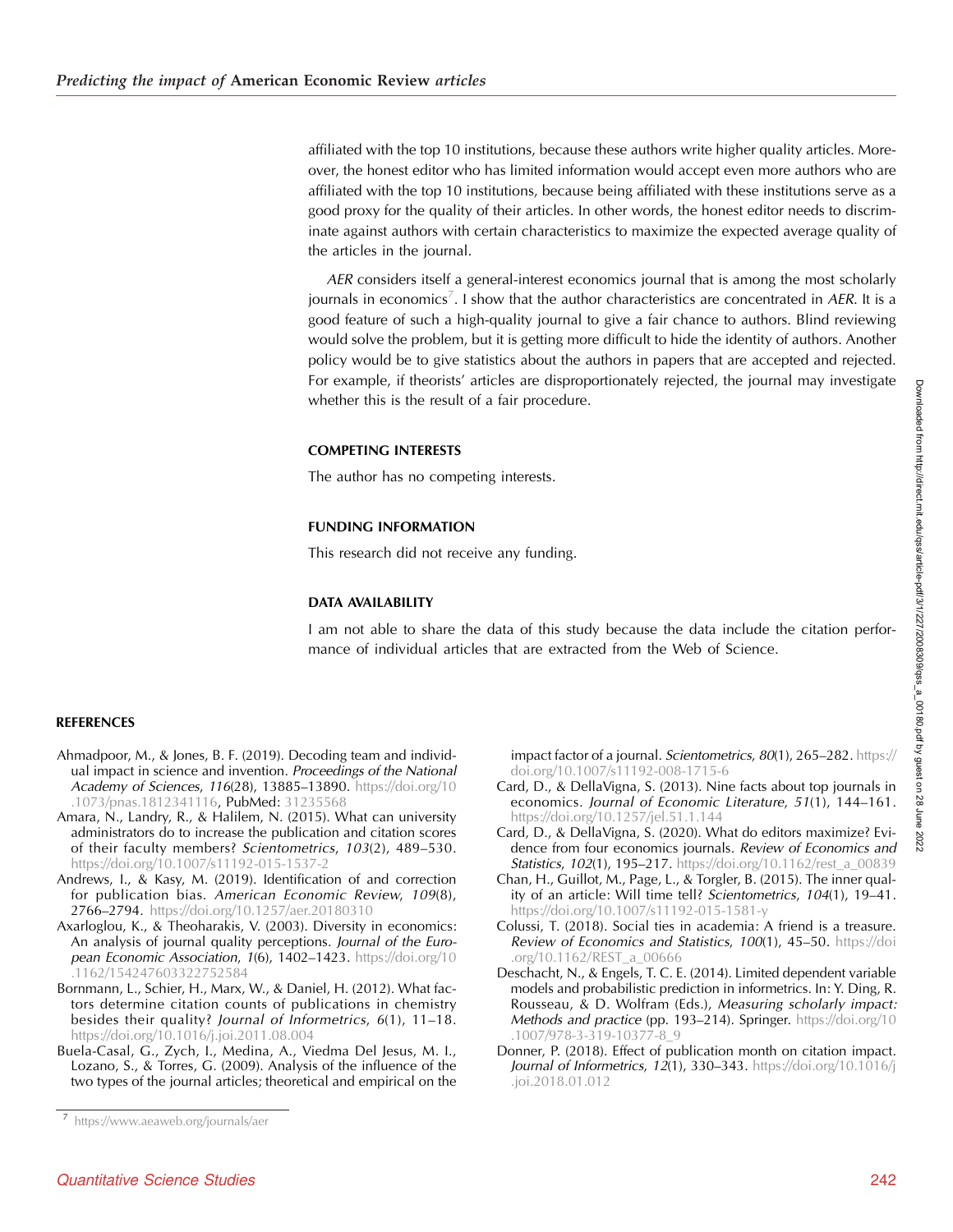affiliated with the top 10 institutions, because these authors write higher quality articles. Moreover, the honest editor who has limited information would accept even more authors who are affiliated with the top 10 institutions, because being affiliated with these institutions serve as a good proxy for the quality of their articles. In other words, the honest editor needs to discriminate against authors with certain characteristics to maximize the expected average quality of the articles in the journal.

*AER* considers itself a general-interest economics journal that is among the most scholarly journals in economics[7]. I show that the author characteristics are concentrated in *AER*. It is a good feature of such a high-quality journal to give a fair chance to authors. Blind reviewing would solve the problem, but it is getting more difficult to hide the identity of authors. Another policy would be to give statistics about the authors in papers that are accepted and rejected. For example, if theorists' articles are disproportionately rejected, the journal may investigate whether this is the result of a fair procedure.

## COMPETING INTERESTS

The author has no competing interests.

## FUNDING INFORMATION

This research did not receive any funding.

## DATA AVAILABILITY

I am not able to share the data of this study because the data include the citation performance of individual articles that are extracted from the Web of Science.

## REFERENCES

Ahmadpoor, M., & Jones, B. F. (2019). Decoding team and individual impact in science and invention. *Proceedings of the National Academy of Sciences*, *116*(28), 13885–13890. https://doi.org/10.1073/pnas.1812341116, PubMed: 31235568

Amara, N., Landry, R., & Halilem, N. (2015). What can university administrators do to increase the publication and citation scores of their faculty members? *Scientometrics*, *103*(2), 489–530. https://doi.org/10.1007/s11192-015-1537-2

Andrews, I., & Kasy, M. (2019). Identification of and correction for publication bias. *American Economic Review*, *109*(8), 2766–2794. https://doi.org/10.1257/aer.20180310

Axarloglou, K., & Theoharakis, V. (2003). Diversity in economics: An analysis of journal quality perceptions. *Journal of the European Economic Association*, *1*(6), 1402–1423. https://doi.org/10.1162/154247603322752584

Bornmann, L., Schier, H., Marx, W., & Daniel, H. (2012). What factors determine citation counts of publications in chemistry besides their quality? *Journal of Informetrics*, *6*(1), 11–18. https://doi.org/10.1016/j.joi.2011.08.004

Buela-Casal, G., Zych, I., Medina, A., Viedma Del Jesus, M. I., Lozano, S., & Torres, G. (2009). Analysis of the influence of the two types of the journal articles; theoretical and empirical on the impact factor of a journal. *Scientometrics*, *80*(1), 265–282. https://doi.org/10.1007/s11192-008-1715-6

Card, D., & DellaVigna, S. (2013). Nine facts about top journals in economics. *Journal of Economic Literature*, *51*(1), 144–161. https://doi.org/10.1257/jel.51.1.144

Card, D., & DellaVigna, S. (2020). What do editors maximize? Evidence from four economics journals. *Review of Economics and Statistics*, *102*(1), 195–217. https://doi.org/10.1162/rest_a_00839

Chan, H., Guillot, M., Page, L., & Torgler, B. (2015). The inner quality of an article: Will time tell? *Scientometrics*, *104*(1), 19–41. https://doi.org/10.1007/s11192-015-1581-y

Colussi, T. (2018). Social ties in academia: A friend is a treasure. *Review of Economics and Statistics*, *100*(1), 45–50. https://doi.org/10.1162/REST_a_00666

Deschacht, N., & Engels, T. C. E. (2014). Limited dependent variable models and probabilistic prediction in informetrics. In: Y. Ding, R. Rousseau, & D. Wolfram (Eds.), *Measuring scholarly impact: Methods and practice* (pp. 193–214). Springer. https://doi.org/10.1007/978-3-319-10377-8_9

Donner, P. (2018). Effect of publication month on citation impact. *Journal of Informetrics*, *12*(1), 330–343. https://doi.org/10.1016/j.joi.2018.01.012

[7] https://www.aeaweb.org/journals/aer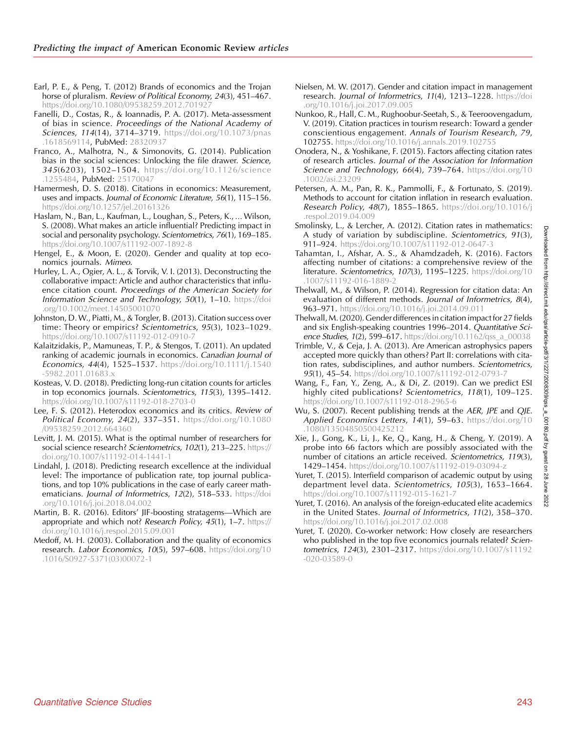Earl, P. E., & Peng, T. (2012) Brands of economics and the Trojan horse of pluralism. *Review of Political Economy*, *24*(3), 451–467. https://doi.org/10.1080/09538259.2012.701927

Fanelli, D., Costas, R., & Ioannadis, P. A. (2017). Meta-assessment of bias in science. *Proceedings of the National Academy of Sciences*, *114*(14), 3714–3719. https://doi.org/10.1073/pnas.1618569114, PubMed: 28320937

Franco, A., Malhotra, N., & Simonovits, G. (2014). Publication bias in the social sciences: Unlocking the file drawer. *Science*, *345*(6203), 1502–1504. https://doi.org/10.1126/science.1255484, PubMed: 25170047

Hamermesh, D. S. (2018). Citations in economics: Measurement, uses and impacts. *Journal of Economic Literature*, *56*(1), 115–156. https://doi.org/10.1257/jel.20161326

Haslam, N., Ban, L., Kaufman, L., Loughan, S., Peters, K., … Wilson, S. (2008). What makes an article influential? Predicting impact in social and personality psychology. *Scientometrics*, *76*(1), 169–185. https://doi.org/10.1007/s11192-007-1892-8

Hengel, E., & Moon, E. (2020). Gender and quality at top economics journals. *Mimeo*.

Hurley, L. A., Ogier, A. L., & Torvik, V. I. (2013). Deconstructing the collaborative impact: Article and author characteristics that influence citation count. *Proceedings of the American Society for Information Science and Technology*, *50*(1), 1–10. https://doi.org/10.1002/meet.14505001070

Johnston, D. W., Piatti, M., & Torgler, B. (2013). Citation success over time: Theory or empirics? *Scientometrics*, *95*(3), 1023–1029. https://doi.org/10.1007/s11192-012-0910-7

Kalaitzidakis, P., Mamuneas, T. P., & Stengos, T. (2011). An updated ranking of academic journals in economics. *Canadian Journal of Economics*, *44*(4), 1525–1537. https://doi.org/10.1111/j.1540-5982.2011.01683.x

Kosteas, V. D. (2018). Predicting long-run citation counts for articles in top economics journals. *Scientometrics*, *115*(3), 1395–1412. https://doi.org/10.1007/s11192-018-2703-0

Lee, F. S. (2012). Heterodox economics and its critics. *Review of Political Economy*, *24*(2), 337–351. https://doi.org/10.1080/09538259.2012.664360

Levitt, J. M. (2015). What is the optimal number of researchers for social science research? *Scientometrics*, *102*(1), 213–225. https://doi.org/10.1007/s11192-014-1441-1

Lindahl, J. (2018). Predicting research excellence at the individual level: The importance of publication rate, top journal publications, and top 10% publications in the case of early career mathematicians. *Journal of Informetrics*, *12*(2), 518–533. https://doi.org/10.1016/j.joi.2018.04.002

Martin, B. R. (2016). Editors' JIF-boosting stratagems—Which are appropriate and which not? *Research Policy*, *45*(1), 1–7. https://doi.org/10.1016/j.respol.2015.09.001

Medoff, M. H. (2003). Collaboration and the quality of economics research. *Labor Economics*, *10*(5), 597–608. https://doi.org/10.1016/S0927-5371(03)00072-1

Nielsen, M. W. (2017). Gender and citation impact in management research. *Journal of Informetrics*, *11*(4), 1213–1228. https://doi.org/10.1016/j.joi.2017.09.005

Nunkoo, R., Hall, C. M., Rughoobur-Seetah, S., & Teeroovengadum, V. (2019). Citation practices in tourism research: Toward a gender conscientious engagement. *Annals of Tourism Research*, *79*, 102755. https://doi.org/10.1016/j.annals.2019.102755

Onodera, N., & Yoshikane, F. (2015). Factors affecting citation rates of research articles. *Journal of the Association for Information Science and Technology*, *66*(4), 739–764. https://doi.org/10.1002/asi.23209

Petersen, A. M., Pan, R. K., Pammolli, F., & Fortunato, S. (2019). Methods to account for citation inflation in research evaluation. *Research Policy*, *48*(7), 1855–1865. https://doi.org/10.1016/j.respol.2019.04.009

Smolinsky, L., & Lercher, A. (2012). Citation rates in mathematics: A study of variation by subdiscipline. *Scientometrics*, *91*(3), 911–924. https://doi.org/10.1007/s11192-012-0647-3

Tahamtan, I., Afshar, A. S., & Ahamdzadeh, K. (2016). Factors affecting number of citations: a comprehensive review of the literature. *Scientometrics*, *107*(3), 1195–1225. https://doi.org/10.1007/s11192-016-1889-2

Thelwall, M., & Wilson, P. (2014). Regression for citation data: An evaluation of different methods. *Journal of Informetrics*, *8*(4), 963–971. https://doi.org/10.1016/j.joi.2014.09.011

Thelwall, M. (2020). Gender differences in citation impact for 27 fields and six English-speaking countries 1996–2014. *Quantitative Science Studies*, *1*(2), 599–617. https://doi.org/10.1162/qss_a_00038

Trimble, V., & Ceja, J. A. (2013). Are American astrophysics papers accepted more quickly than others? Part II: correlations with citation rates, subdisciplines, and author numbers. *Scientometrics*, *95*(1), 45–54. https://doi.org/10.1007/s11192-012-0793-7

Wang, F., Fan, Y., Zeng, A., & Di, Z. (2019). Can we predict ESI highly cited publications? *Scientometrics*, *118*(1), 109–125. https://doi.org/10.1007/s11192-018-2965-6

Wu, S. (2007). Recent publishing trends at the *AER*, *JPE* and *QJE*. *Applied Economics Letters*, *14*(1), 59–63. https://doi.org/10.1080/13504850500425212

Xie, J., Gong, K., Li, J., Ke, Q., Kang, H., & Cheng, Y. (2019). A probe into 66 factors which are possibly associated with the number of citations an article received. *Scientometrics*, *119*(3), 1429–1454. https://doi.org/10.1007/s11192-019-03094-z

Yuret, T. (2015). Interfield comparison of academic output by using department level data. *Scientometrics*, *105*(3), 1653–1664. https://doi.org/10.1007/s11192-015-1621-7

Yuret, T. (2016). An analysis of the foreign-educated elite academics in the United States. *Journal of Informetrics*, *11*(2), 358–370. https://doi.org/10.1016/j.joi.2017.02.008

Yuret, T. (2020). Co-worker network: How closely are researchers who published in the top five economics journals related? *Scientometrics*, *124*(3), 2301–2317. https://doi.org/10.1007/s11192-020-03589-0